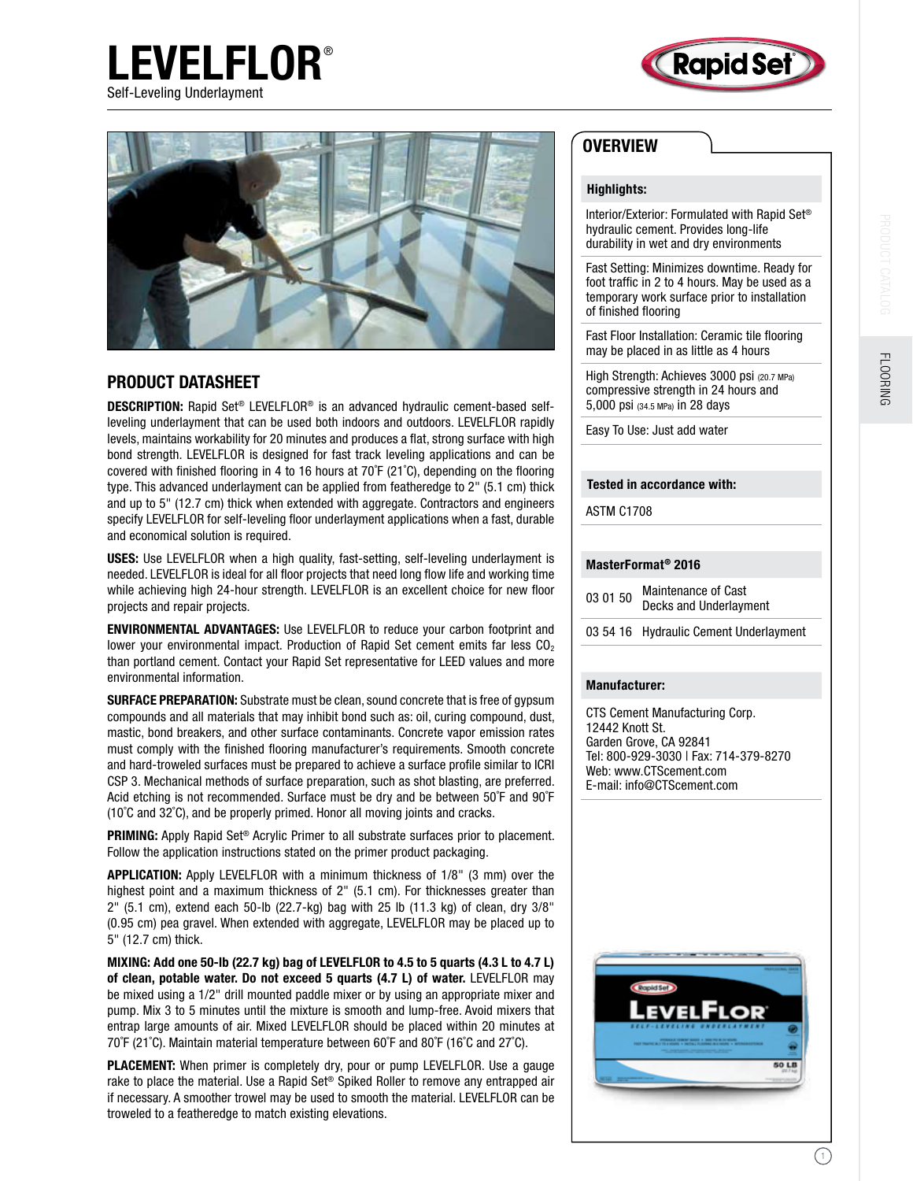# LEVELFLOR®

Self-Leveling Underlayment

## PRODUCT DATASHEET

**DESCRIPTION:** Rapid Set® LEVELFLOR® is an advanced hydraulic cement-based self-leveling underlayment that can be used both indoors and outdoors. LEVELFLOR rapidly levels, maintains workability for 20 minutes and produces a flat, strong surface with high bond strength. LEVELFLOR is designed for fast track leveling applications and can be covered with finished flooring in 4 to 16 hours at 70˚F (21˚C), depending on the flooring type. This advanced underlayment can be applied from featheredge to 2" (5.1 cm) thick and up to 5" (12.7 cm) thick when extended with aggregate. Contractors and engineers specify LEVELFLOR for self-leveling floor underlayment applications when a fast, durable and economical solution is required.

**USES:** Use LEVELFLOR when a high quality, fast-setting, self-leveling underlayment is needed. LEVELFLOR is ideal for all floor projects that need long flow life and working time while achieving high 24-hour strength. LEVELFLOR is an excellent choice for new floor projects and repair projects.

**ENVIRONMENTAL ADVANTAGES:** Use LEVELFLOR to reduce your carbon footprint and lower your environmental impact. Production of Rapid Set cement emits far less $CO_2$ than portland cement. Contact your Rapid Set representative for LEED values and more environmental information.

**SURFACE PREPARATION:** Substrate must be clean, sound concrete that is free of gypsum compounds and all materials that may inhibit bond such as: oil, curing compound, dust, mastic, bond breakers, and other surface contaminants. Concrete vapor emission rates must comply with the finished flooring manufacturer's requirements. Smooth concrete and hard-troweled surfaces must be prepared to achieve a surface profile similar to ICRI CSP 3. Mechanical methods of surface preparation, such as shot blasting, are preferred. Acid etching is not recommended. Surface must be dry and be between 50˚F and 90˚F (10˚C and 32˚C), and be properly primed. Honor all moving joints and cracks.

**PRIMING:** Apply Rapid Set® Acrylic Primer to all substrate surfaces prior to placement. Follow the application instructions stated on the primer product packaging.

**APPLICATION:** Apply LEVELFLOR with a minimum thickness of 1/8" (3 mm) over the highest point and a maximum thickness of 2" (5.1 cm). For thicknesses greater than 2" (5.1 cm), extend each 50-lb (22.7-kg) bag with 25 lb (11.3 kg) of clean, dry 3/8" (0.95 cm) pea gravel. When extended with aggregate, LEVELFLOR may be placed up to 5" (12.7 cm) thick.

**MIXING: Add one 50-lb (22.7 kg) bag of LEVELFLOR to 4.5 to 5 quarts (4.3 L to 4.7 L) of clean, potable water. Do not exceed 5 quarts (4.7 L) of water.** LEVELFLOR may be mixed using a 1/2" drill mounted paddle mixer or by using an appropriate mixer and pump. Mix 3 to 5 minutes until the mixture is smooth and lump-free. Avoid mixers that entrap large amounts of air. Mixed LEVELFLOR should be placed within 20 minutes at 70˚F (21˚C). Maintain material temperature between 60˚F and 80˚F (16˚C and 27˚C).

**PLACEMENT:** When primer is completely dry, pour or pump LEVELFLOR. Use a gauge rake to place the material. Use a Rapid Set® Spiked Roller to remove any entrapped air if necessary. A smoother trowel may be used to smooth the material. LEVELFLOR can be troweled to a featheredge to match existing elevations.

## OVERVIEW

**Highlights:**

- Interior/Exterior: Formulated with Rapid Set® hydraulic cement. Provides long-life durability in wet and dry environments
- Fast Setting: Minimizes downtime. Ready for foot traffic in 2 to 4 hours. May be used as a temporary work surface prior to installation of finished flooring
- Fast Floor Installation: Ceramic tile flooring may be placed in as little as 4 hours
- High Strength: Achieves 3000 psi (20.7 MPa) compressive strength in 24 hours and 5,000 psi (34.5 MPa) in 28 days
- Easy To Use: Just add water

**Tested in accordance with:**

ASTM C1708

**MasterFormat® 2016**

| | |
|---|---|
| 03 01 50 | Maintenance of Cast Decks and Underlayment |
| 03 54 16 | Hydraulic Cement Underlayment |

**Manufacturer:**

CTS Cement Manufacturing Corp.
12442 Knott St.
Garden Grove, CA 92841
Tel: 800-929-3030 | Fax: 714-379-8270
Web: www.CTScement.com
E-mail: info@CTScement.com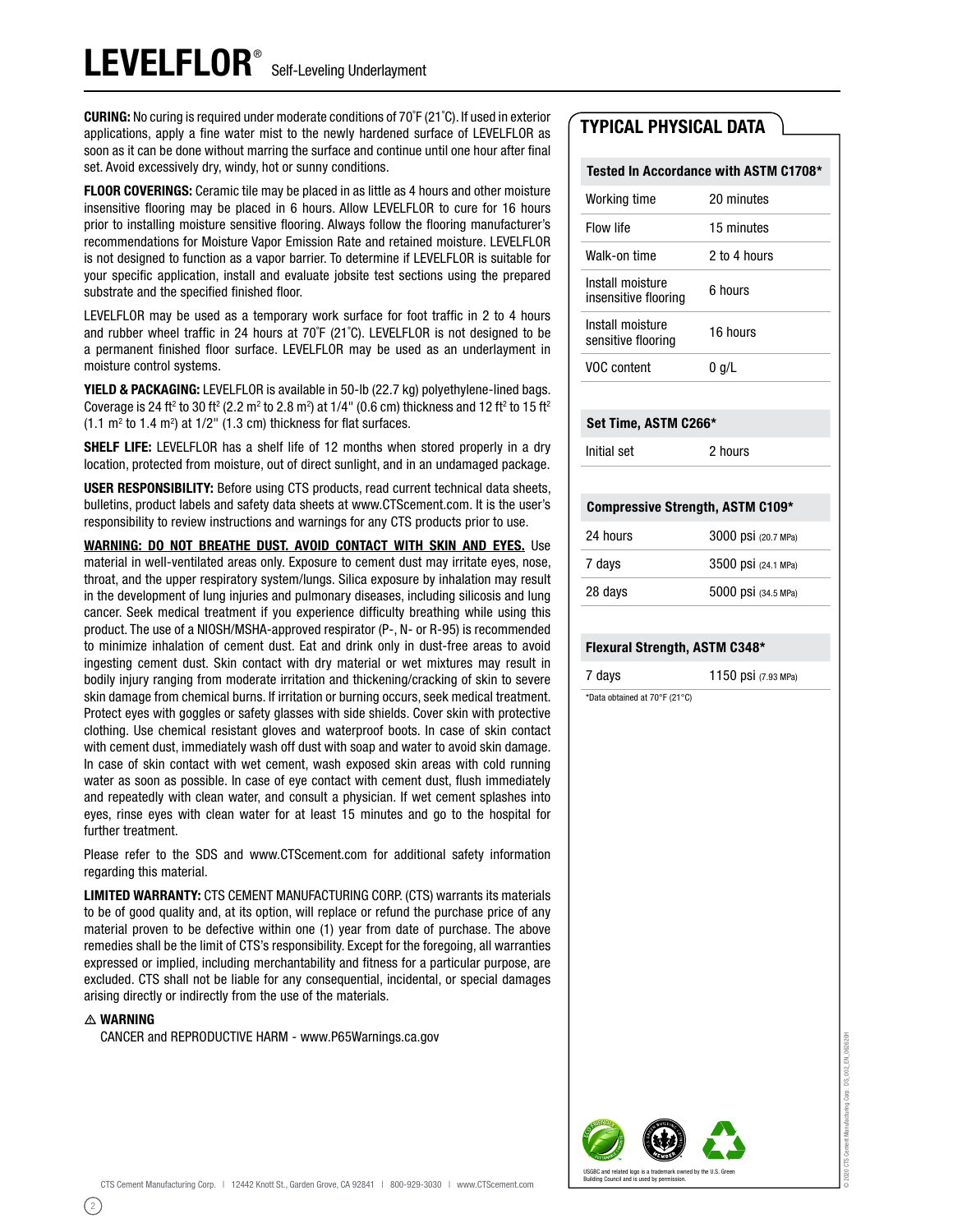# LEVELFLOR® Self-Leveling Underlayment

**CURING:** No curing is required under moderate conditions of 70˚F (21˚C). If used in exterior applications, apply a fine water mist to the newly hardened surface of LEVELFLOR as soon as it can be done without marring the surface and continue until one hour after final set. Avoid excessively dry, windy, hot or sunny conditions.

**FLOOR COVERINGS:** Ceramic tile may be placed in as little as 4 hours and other moisture insensitive flooring may be placed in 6 hours. Allow LEVELFLOR to cure for 16 hours prior to installing moisture sensitive flooring. Always follow the flooring manufacturer's recommendations for Moisture Vapor Emission Rate and retained moisture. LEVELFLOR is not designed to function as a vapor barrier. To determine if LEVELFLOR is suitable for your specific application, install and evaluate jobsite test sections using the prepared substrate and the specified finished floor.

LEVELFLOR may be used as a temporary work surface for foot traffic in 2 to 4 hours and rubber wheel traffic in 24 hours at 70˚F (21˚C). LEVELFLOR is not designed to be a permanent finished floor surface. LEVELFLOR may be used as an underlayment in moisture control systems.

**YIELD & PACKAGING:** LEVELFLOR is available in 50-lb (22.7 kg) polyethylene-lined bags. Coverage is 24 $ft^2$ to 30 $ft^2$ (2.2 $m^2$ to 2.8 $m^2$) at 1/4" (0.6 cm) thickness and 12 $ft^2$ to 15 $ft^2$ (1.1 $m^2$ to 1.4 $m^2$) at 1/2" (1.3 cm) thickness for flat surfaces.

**SHELF LIFE:** LEVELFLOR has a shelf life of 12 months when stored properly in a dry location, protected from moisture, out of direct sunlight, and in an undamaged package.

**USER RESPONSIBILITY:** Before using CTS products, read current technical data sheets, bulletins, product labels and safety data sheets at www.CTScement.com. It is the user's responsibility to review instructions and warnings for any CTS products prior to use.

**WARNING: DO NOT BREATHE DUST. AVOID CONTACT WITH SKIN AND EYES.** Use material in well-ventilated areas only. Exposure to cement dust may irritate eyes, nose, throat, and the upper respiratory system/lungs. Silica exposure by inhalation may result in the development of lung injuries and pulmonary diseases, including silicosis and lung cancer. Seek medical treatment if you experience difficulty breathing while using this product. The use of a NIOSH/MSHA-approved respirator (P-, N- or R-95) is recommended to minimize inhalation of cement dust. Eat and drink only in dust-free areas to avoid ingesting cement dust. Skin contact with dry material or wet mixtures may result in bodily injury ranging from moderate irritation and thickening/cracking of skin to severe skin damage from chemical burns. If irritation or burning occurs, seek medical treatment. Protect eyes with goggles or safety glasses with side shields. Cover skin with protective clothing. Use chemical resistant gloves and waterproof boots. In case of skin contact with cement dust, immediately wash off dust with soap and water to avoid skin damage. In case of skin contact with wet cement, wash exposed skin areas with cold running water as soon as possible. In case of eye contact with cement dust, flush immediately and repeatedly with clean water, and consult a physician. If wet cement splashes into eyes, rinse eyes with clean water for at least 15 minutes and go to the hospital for further treatment.

Please refer to the SDS and www.CTScement.com for additional safety information regarding this material.

**LIMITED WARRANTY:** CTS CEMENT MANUFACTURING CORP. (CTS) warrants its materials to be of good quality and, at its option, will replace or refund the purchase price of any material proven to be defective within one (1) year from date of purchase. The above remedies shall be the limit of CTS's responsibility. Except for the foregoing, all warranties expressed or implied, including merchantability and fitness for a particular purpose, are excluded. CTS shall not be liable for any consequential, incidental, or special damages arising directly or indirectly from the use of the materials.

⚠ **WARNING**

CANCER and REPRODUCTIVE HARM - www.P65Warnings.ca.gov

## TYPICAL PHYSICAL DATA

| Tested In Accordance with ASTM C1708* | |
|---|---|
| Working time | 20 minutes |
| Flow life | 15 minutes |
| Walk-on time | 2 to 4 hours |
| Install moisture insensitive flooring | 6 hours |
| Install moisture sensitive flooring | 16 hours |
| VOC content | 0 g/L |

| Set Time, ASTM C266* | |
|---|---|
| Initial set | 2 hours |

| Compressive Strength, ASTM C109* | |
|---|---|
| 24 hours | 3000 psi (20.7 MPa) |
| 7 days | 3500 psi (24.1 MPa) |
| 28 days | 5000 psi (34.5 MPa) |

| Flexural Strength, ASTM C348* | |
|---|---|
| 7 days | 1150 psi (7.93 MPa) |

*Data obtained at 70°F (21°C)

USGBC and related logo is a trademark owned by the U.S. Green Building Council and is used by permission.

CTS Cement Manufacturing Corp. | 12442 Knott St., Garden Grove, CA 92841 | 800-929-3030 | www.CTScement.com

© 2020 CTS Cement Manufacturing Corp. DS_002_EN_062620H